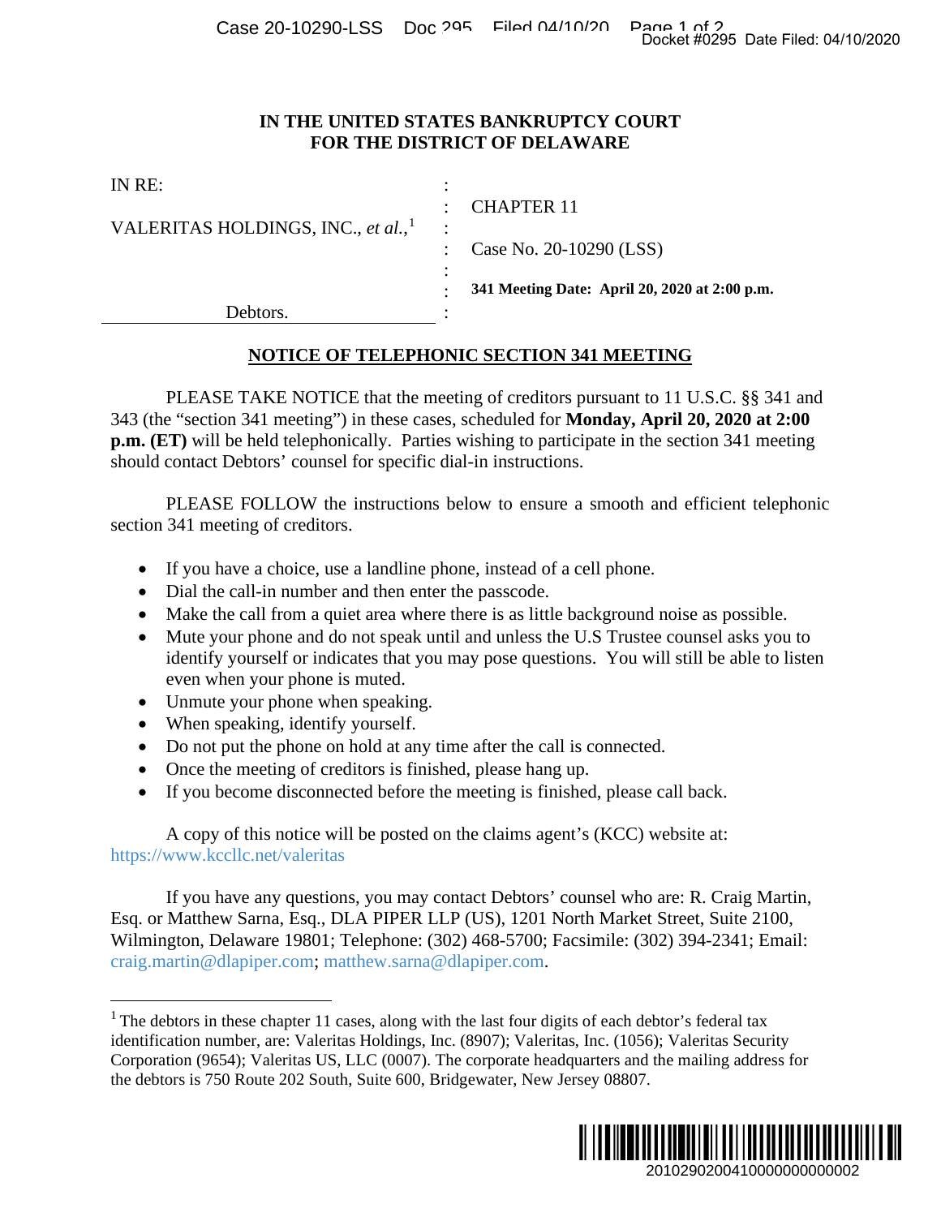**IN THE UNITED STATES BANKRUPTCY COURT**
**FOR THE DISTRICT OF DELAWARE**

| | | |
|---|---|---|
| IN RE: | : | |
| | : | CHAPTER 11 |
| VALERITAS HOLDINGS, INC., *et al.*,[1] | : | |
| | : | Case No. 20-10290 (LSS) |
| | : | |
| | : | **341 Meeting Date: April 20, 2020 at 2:00 p.m.** |
| Debtors. | : | |

## NOTICE OF TELEPHONIC SECTION 341 MEETING

PLEASE TAKE NOTICE that the meeting of creditors pursuant to 11 U.S.C. §§ 341 and 343 (the "section 341 meeting") in these cases, scheduled for **Monday, April 20, 2020 at 2:00 p.m. (ET)** will be held telephonically. Parties wishing to participate in the section 341 meeting should contact Debtors' counsel for specific dial-in instructions.

PLEASE FOLLOW the instructions below to ensure a smooth and efficient telephonic section 341 meeting of creditors.

- If you have a choice, use a landline phone, instead of a cell phone.
- Dial the call-in number and then enter the passcode.
- Make the call from a quiet area where there is as little background noise as possible.
- Mute your phone and do not speak until and unless the U.S Trustee counsel asks you to identify yourself or indicates that you may pose questions. You will still be able to listen even when your phone is muted.
- Unmute your phone when speaking.
- When speaking, identify yourself.
- Do not put the phone on hold at any time after the call is connected.
- Once the meeting of creditors is finished, please hang up.
- If you become disconnected before the meeting is finished, please call back.

A copy of this notice will be posted on the claims agent's (KCC) website at: https://www.kccllc.net/valeritas

If you have any questions, you may contact Debtors' counsel who are: R. Craig Martin, Esq. or Matthew Sarna, Esq., DLA PIPER LLP (US), 1201 North Market Street, Suite 2100, Wilmington, Delaware 19801; Telephone: (302) 468-5700; Facsimile: (302) 394-2341; Email: craig.martin@dlapiper.com; matthew.sarna@dlapiper.com.

---

[1] The debtors in these chapter 11 cases, along with the last four digits of each debtor's federal tax identification number, are: Valeritas Holdings, Inc. (8907); Valeritas, Inc. (1056); Valeritas Security Corporation (9654); Valeritas US, LLC (0007). The corporate headquarters and the mailing address for the debtors is 750 Route 202 South, Suite 600, Bridgewater, New Jersey 08807.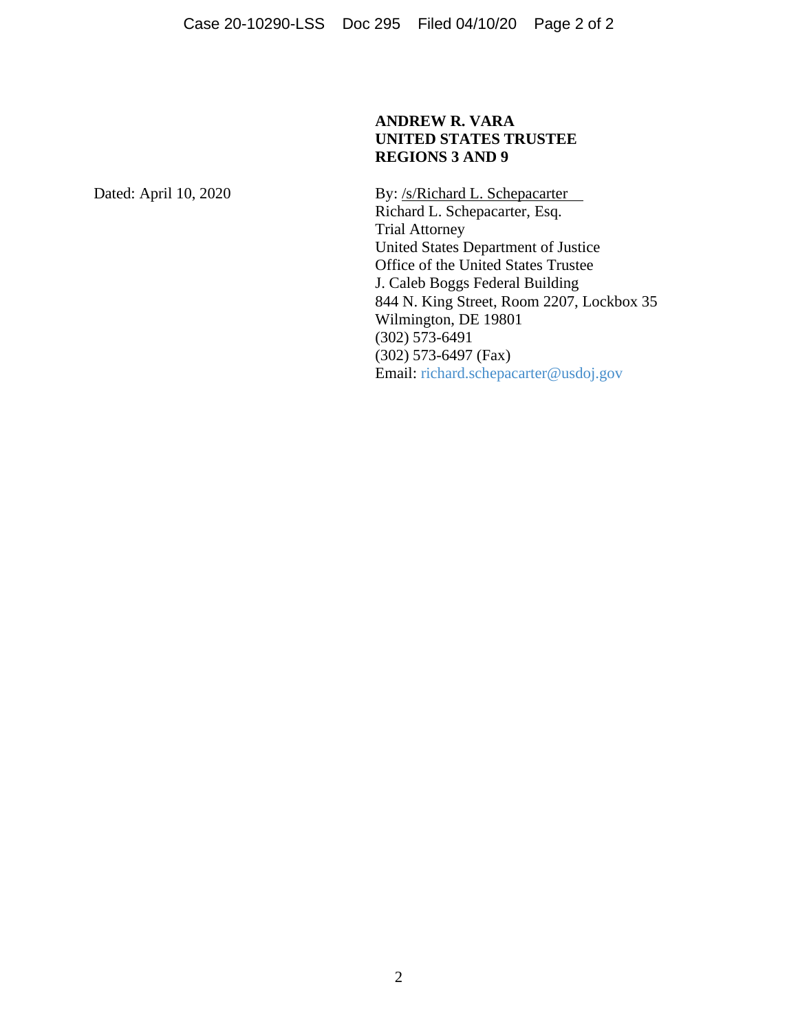**ANDREW R. VARA**
**UNITED STATES TRUSTEE**
**REGIONS 3 AND 9**

Dated: April 10, 2020

By: /s/Richard L. Schepacarter
Richard L. Schepacarter, Esq.
Trial Attorney
United States Department of Justice
Office of the United States Trustee
J. Caleb Boggs Federal Building
844 N. King Street, Room 2207, Lockbox 35
Wilmington, DE 19801
(302) 573-6491
(302) 573-6497 (Fax)
Email: richard.schepacarter@usdoj.gov